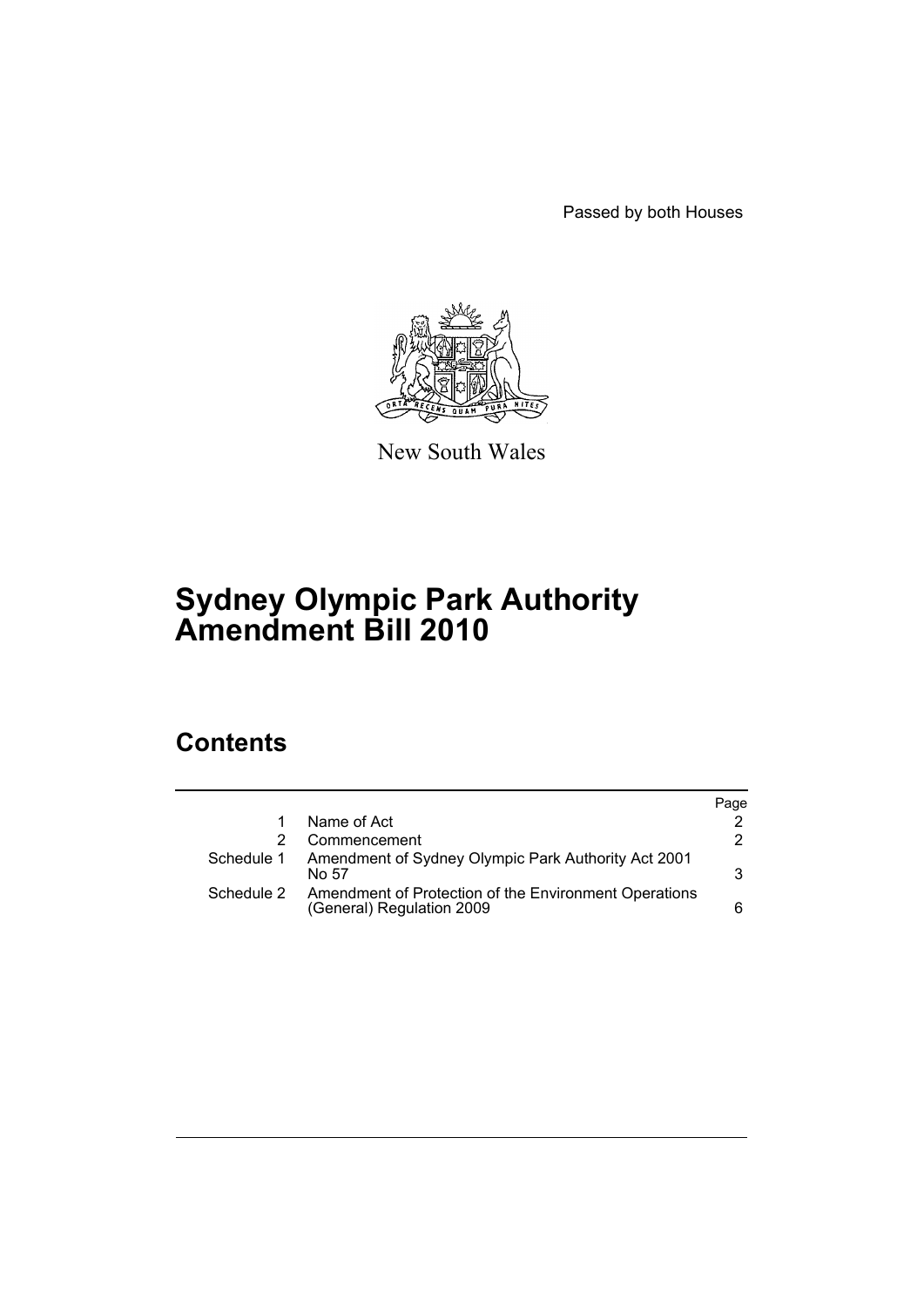Passed by both Houses

New South Wales

# Sydney Olympic Park Authority Amendment Bill 2010

## Contents

| | | Page |
|---|---|---|
| 1 | Name of Act | 2 |
| 2 | Commencement | 2 |
| Schedule 1 | Amendment of Sydney Olympic Park Authority Act 2001 No 57 | 3 |
| Schedule 2 | Amendment of Protection of the Environment Operations (General) Regulation 2009 | 6 |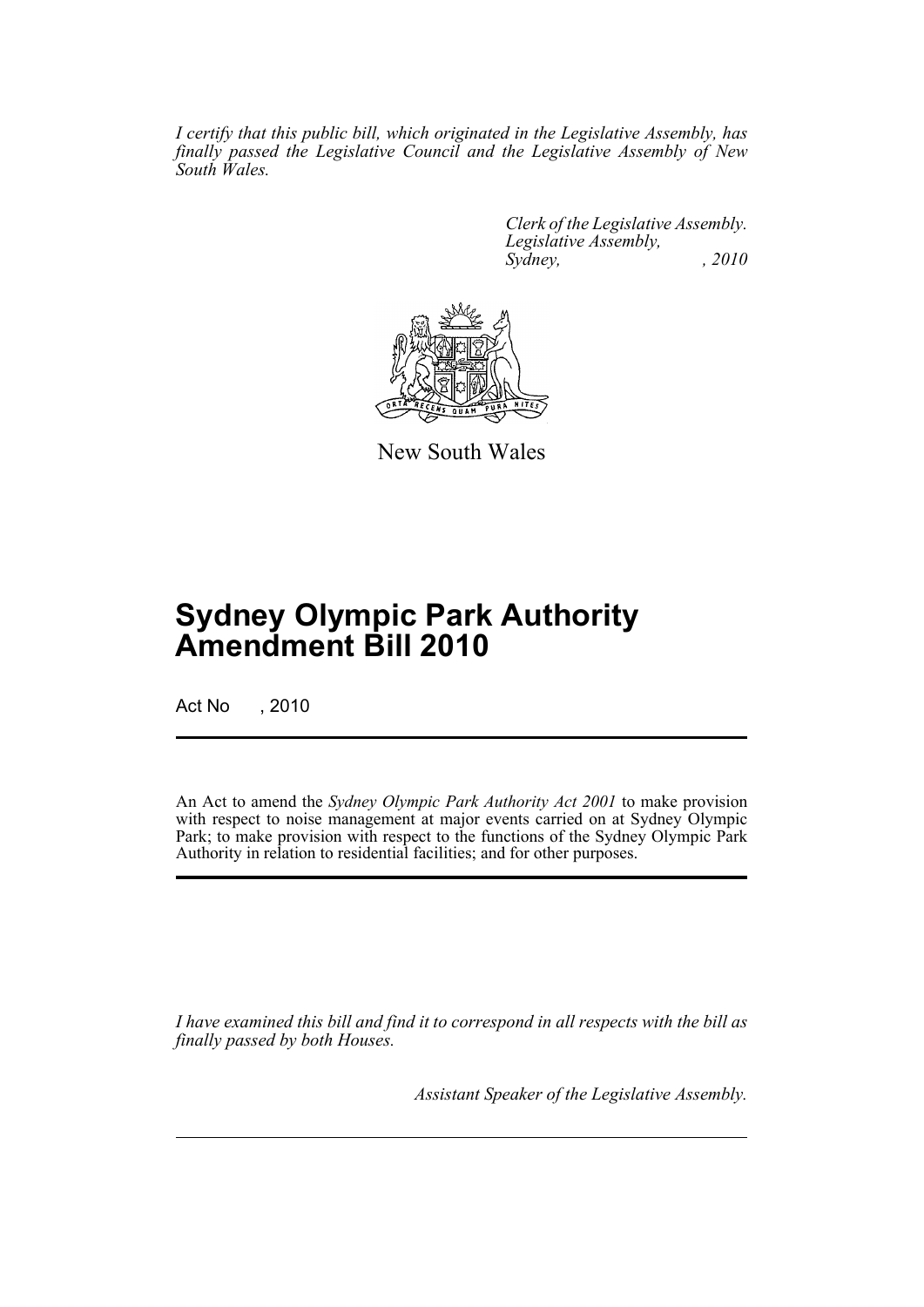*I certify that this public bill, which originated in the Legislative Assembly, has finally passed the Legislative Council and the Legislative Assembly of New South Wales.*

*Clerk of the Legislative Assembly.*
*Legislative Assembly,*
*Sydney, , 2010*

New South Wales

# Sydney Olympic Park Authority Amendment Bill 2010

Act No , 2010

An Act to amend the *Sydney Olympic Park Authority Act 2001* to make provision with respect to noise management at major events carried on at Sydney Olympic Park; to make provision with respect to the functions of the Sydney Olympic Park Authority in relation to residential facilities; and for other purposes.

*I have examined this bill and find it to correspond in all respects with the bill as finally passed by both Houses.*

*Assistant Speaker of the Legislative Assembly.*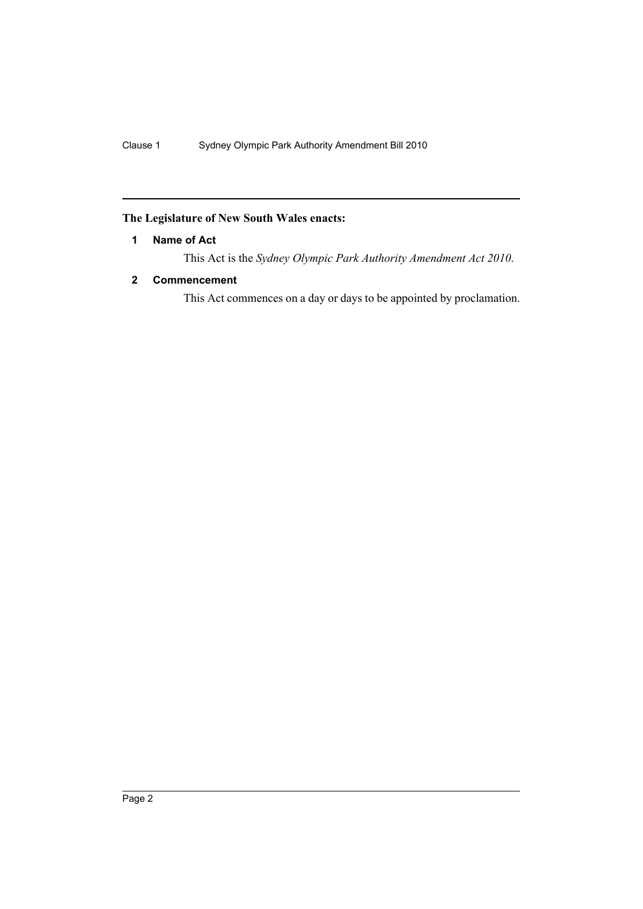**The Legislature of New South Wales enacts:**

### 1 Name of Act

This Act is the *Sydney Olympic Park Authority Amendment Act 2010*.

### 2 Commencement

This Act commences on a day or days to be appointed by proclamation.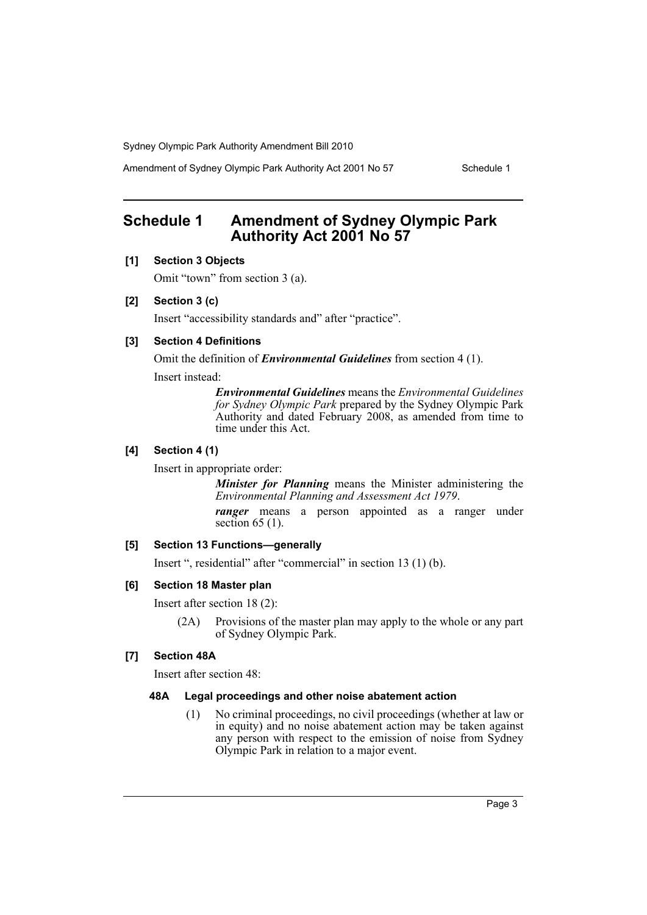## Schedule 1 Amendment of Sydney Olympic Park Authority Act 2001 No 57

**[1] Section 3 Objects**

Omit "town" from section 3 (a).

**[2] Section 3 (c)**

Insert "accessibility standards and" after "practice".

**[3] Section 4 Definitions**

Omit the definition of ***Environmental Guidelines*** from section 4 (1).

Insert instead:

> ***Environmental Guidelines*** means the *Environmental Guidelines for Sydney Olympic Park* prepared by the Sydney Olympic Park Authority and dated February 2008, as amended from time to time under this Act.

**[4] Section 4 (1)**

Insert in appropriate order:

> ***Minister for Planning*** means the Minister administering the *Environmental Planning and Assessment Act 1979*.
>
> ***ranger*** means a person appointed as a ranger under section 65 (1).

**[5] Section 13 Functions—generally**

Insert ", residential" after "commercial" in section 13 (1) (b).

**[6] Section 18 Master plan**

Insert after section 18 (2):

> (2A) Provisions of the master plan may apply to the whole or any part of Sydney Olympic Park.

**[7] Section 48A**

Insert after section 48:

> **48A Legal proceedings and other noise abatement action**
>
> (1) No criminal proceedings, no civil proceedings (whether at law or in equity) and no noise abatement action may be taken against any person with respect to the emission of noise from Sydney Olympic Park in relation to a major event.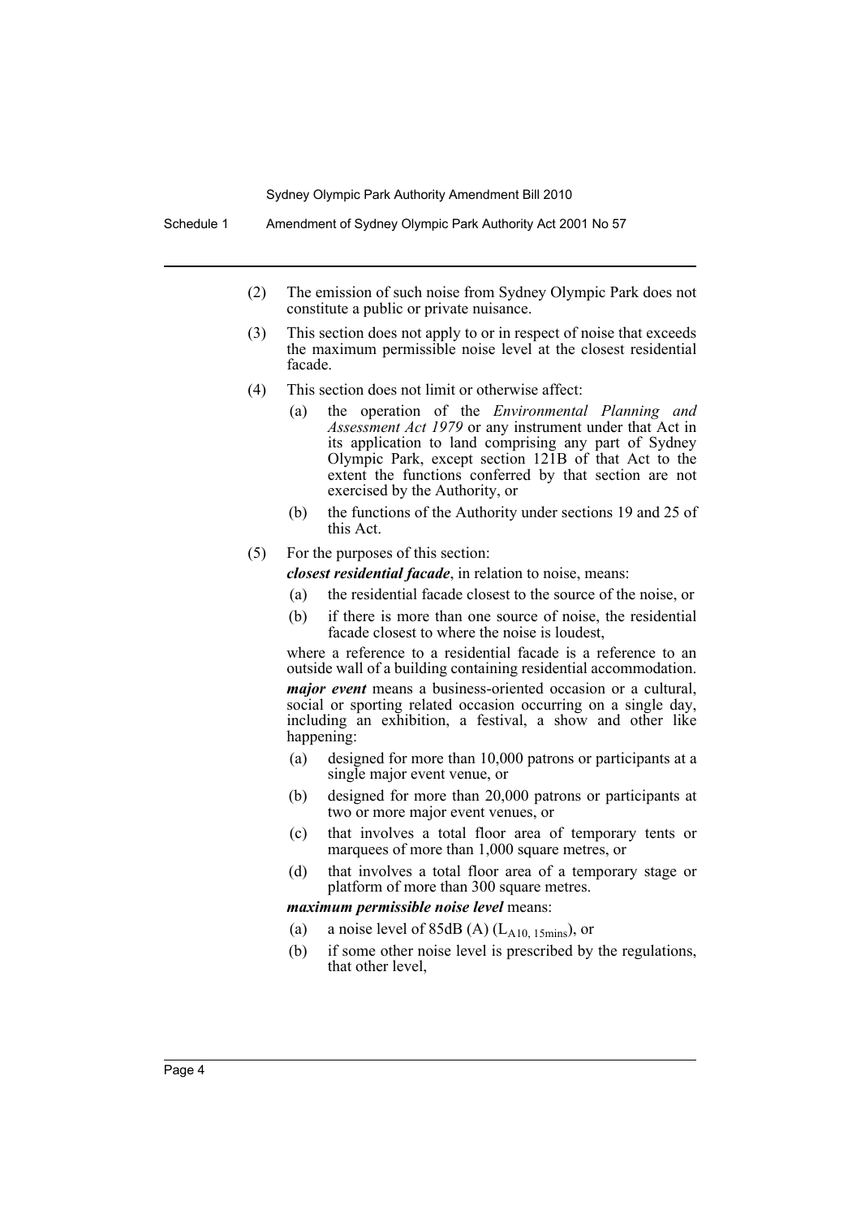(2) The emission of such noise from Sydney Olympic Park does not constitute a public or private nuisance.

(3) This section does not apply to or in respect of noise that exceeds the maximum permissible noise level at the closest residential facade.

(4) This section does not limit or otherwise affect:

- (a) the operation of the *Environmental Planning and Assessment Act 1979* or any instrument under that Act in its application to land comprising any part of Sydney Olympic Park, except section 121B of that Act to the extent the functions conferred by that section are not exercised by the Authority, or
- (b) the functions of the Authority under sections 19 and 25 of this Act.

(5) For the purposes of this section:

***closest residential facade***, in relation to noise, means:

- (a) the residential facade closest to the source of the noise, or
- (b) if there is more than one source of noise, the residential facade closest to where the noise is loudest,

where a reference to a residential facade is a reference to an outside wall of a building containing residential accommodation.

***major event*** means a business-oriented occasion or a cultural, social or sporting related occasion occurring on a single day, including an exhibition, a festival, a show and other like happening:

- (a) designed for more than 10,000 patrons or participants at a single major event venue, or
- (b) designed for more than 20,000 patrons or participants at two or more major event venues, or
- (c) that involves a total floor area of temporary tents or marquees of more than 1,000 square metres, or
- (d) that involves a total floor area of a temporary stage or platform of more than 300 square metres.

***maximum permissible noise level*** means:

- (a) a noise level of 85dB (A) ($L_{A10,\ 15mins}$), or
- (b) if some other noise level is prescribed by the regulations, that other level,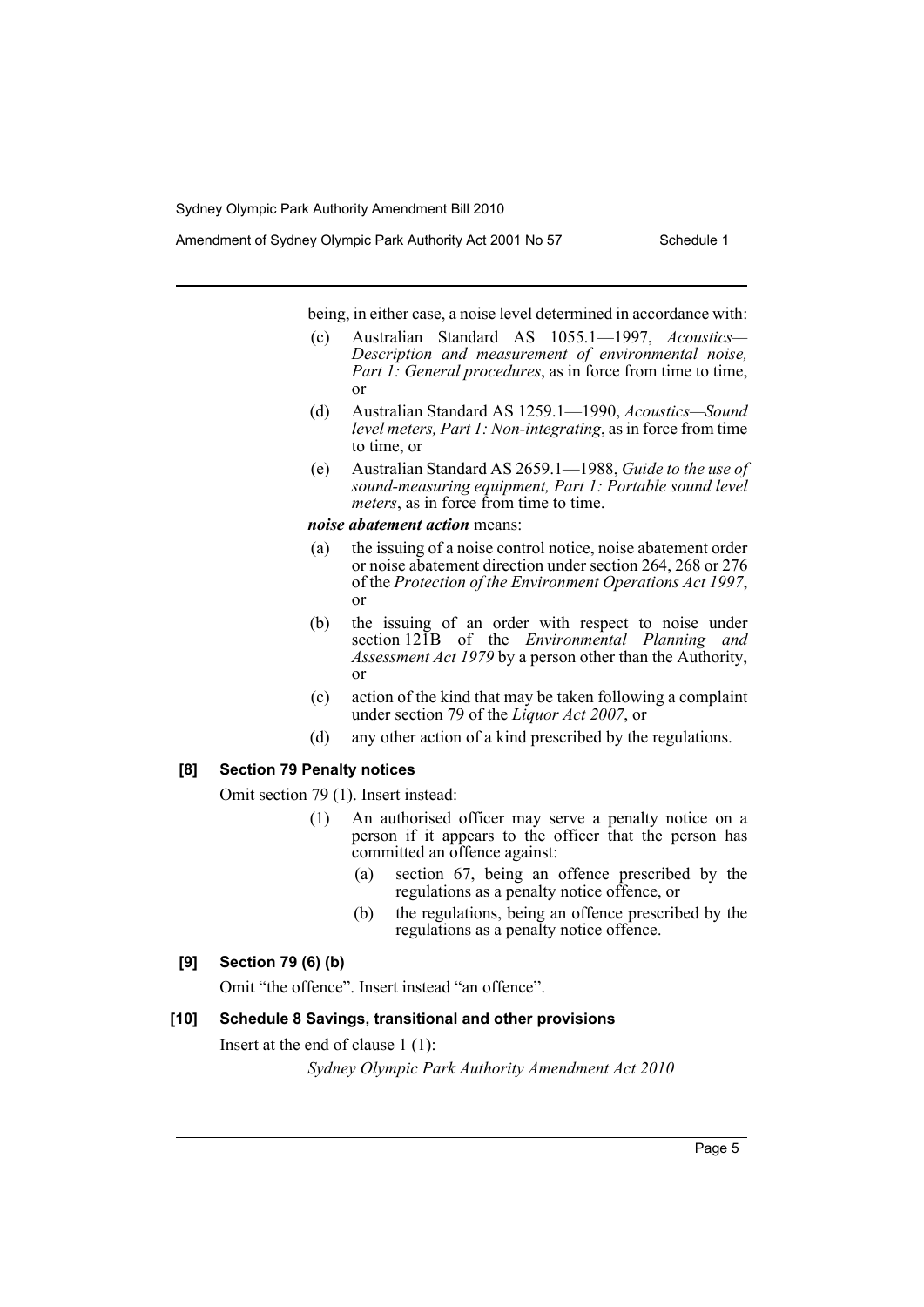being, in either case, a noise level determined in accordance with:

- (c) Australian Standard AS 1055.1—1997, *Acoustics—Description and measurement of environmental noise, Part 1: General procedures*, as in force from time to time, or
- (d) Australian Standard AS 1259.1—1990, *Acoustics—Sound level meters, Part 1: Non-integrating*, as in force from time to time, or
- (e) Australian Standard AS 2659.1—1988, *Guide to the use of sound-measuring equipment, Part 1: Portable sound level meters*, as in force from time to time.

***noise abatement action*** means:

- (a) the issuing of a noise control notice, noise abatement order or noise abatement direction under section 264, 268 or 276 of the *Protection of the Environment Operations Act 1997*, or
- (b) the issuing of an order with respect to noise under section 121B of the *Environmental Planning and Assessment Act 1979* by a person other than the Authority, or
- (c) action of the kind that may be taken following a complaint under section 79 of the *Liquor Act 2007*, or
- (d) any other action of a kind prescribed by the regulations.

#### [8] Section 79 Penalty notices

Omit section 79 (1). Insert instead:

(1) An authorised officer may serve a penalty notice on a person if it appears to the officer that the person has committed an offence against:

- (a) section 67, being an offence prescribed by the regulations as a penalty notice offence, or
- (b) the regulations, being an offence prescribed by the regulations as a penalty notice offence.

#### [9] Section 79 (6) (b)

Omit "the offence". Insert instead "an offence".

#### [10] Schedule 8 Savings, transitional and other provisions

Insert at the end of clause 1 (1):

*Sydney Olympic Park Authority Amendment Act 2010*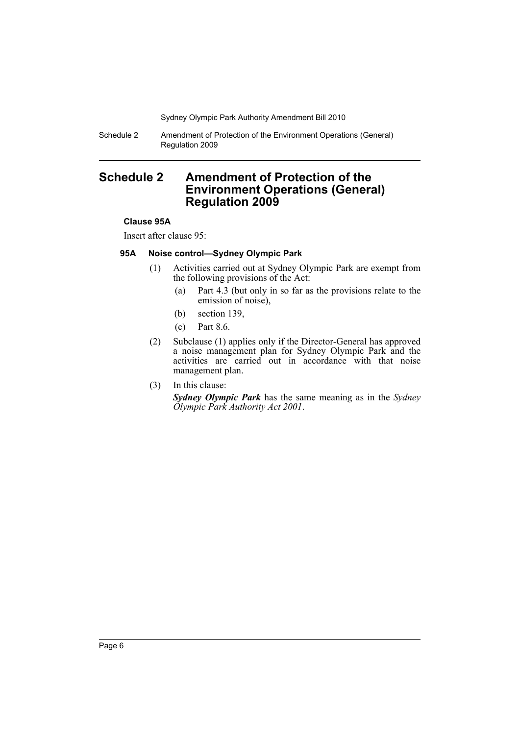# Schedule 2 Amendment of Protection of the Environment Operations (General) Regulation 2009

**Clause 95A**

Insert after clause 95:

**95A Noise control—Sydney Olympic Park**

(1) Activities carried out at Sydney Olympic Park are exempt from the following provisions of the Act:

- (a) Part 4.3 (but only in so far as the provisions relate to the emission of noise),
- (b) section 139,
- (c) Part 8.6.

(2) Subclause (1) applies only if the Director-General has approved a noise management plan for Sydney Olympic Park and the activities are carried out in accordance with that noise management plan.

(3) In this clause:

***Sydney Olympic Park*** has the same meaning as in the *Sydney Olympic Park Authority Act 2001*.